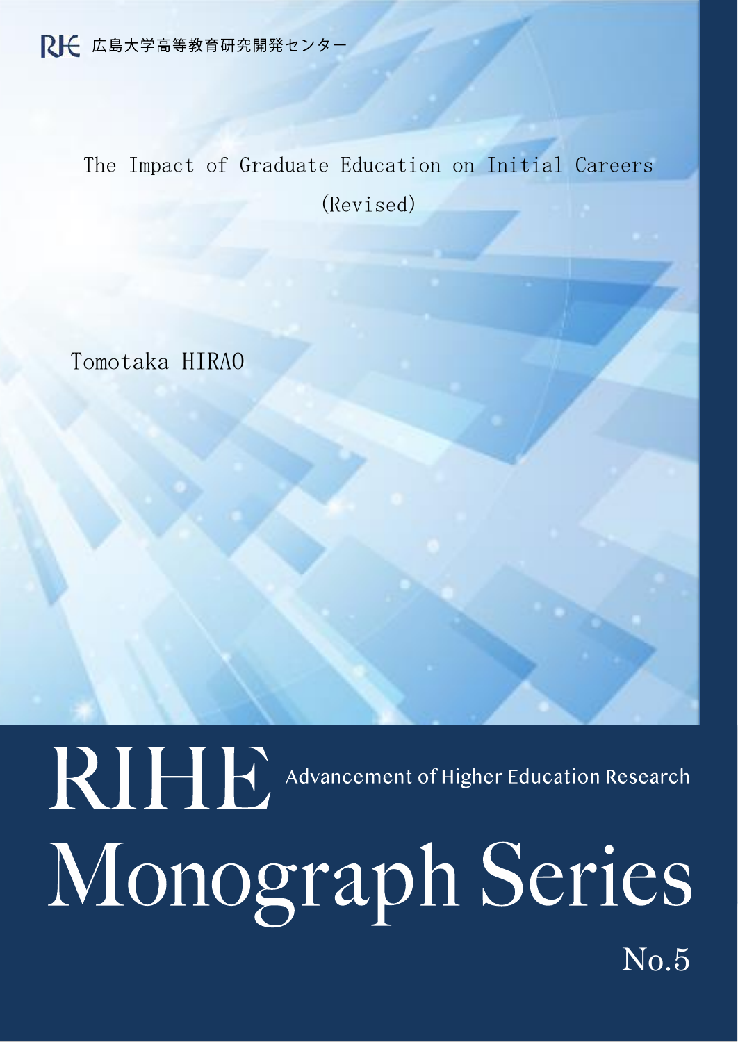RIHE 広島大学高等教育研究開発センター

# The Impact of Graduate Education on Initial Careers (Revised)

Tomotaka HIRAO

RIHE Advancement of Higher Education Research

# Monograph Series

No.5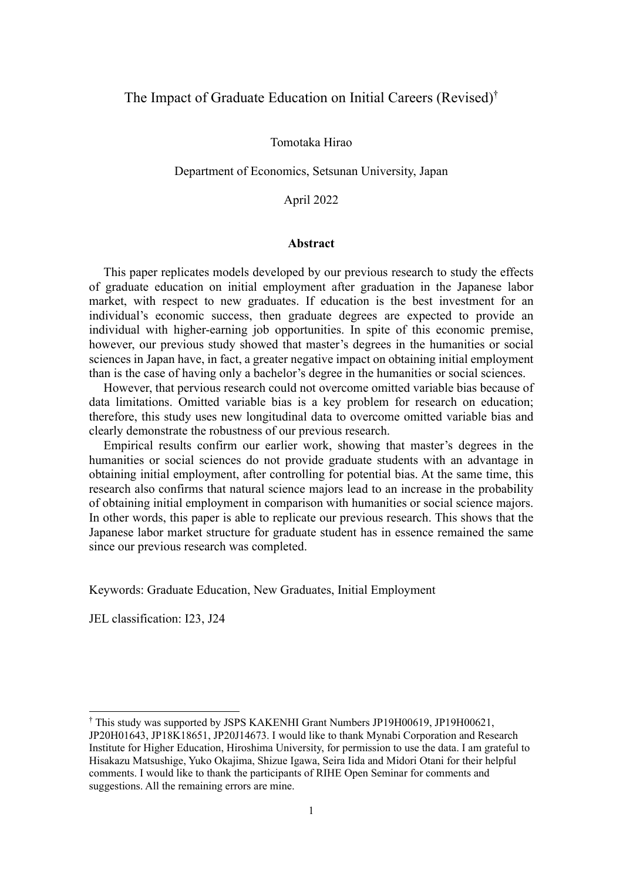# The Impact of Graduate Education on Initial Careers (Revised)†

Tomotaka Hirao

Department of Economics, Setsunan University, Japan

April 2022

## Abstract

This paper replicates models developed by our previous research to study the effects of graduate education on initial employment after graduation in the Japanese labor market, with respect to new graduates. If education is the best investment for an individual's economic success, then graduate degrees are expected to provide an individual with higher-earning job opportunities. In spite of this economic premise, however, our previous study showed that master's degrees in the humanities or social sciences in Japan have, in fact, a greater negative impact on obtaining initial employment than is the case of having only a bachelor's degree in the humanities or social sciences.

However, that pervious research could not overcome omitted variable bias because of data limitations. Omitted variable bias is a key problem for research on education; therefore, this study uses new longitudinal data to overcome omitted variable bias and clearly demonstrate the robustness of our previous research.

Empirical results confirm our earlier work, showing that master's degrees in the humanities or social sciences do not provide graduate students with an advantage in obtaining initial employment, after controlling for potential bias. At the same time, this research also confirms that natural science majors lead to an increase in the probability of obtaining initial employment in comparison with humanities or social science majors. In other words, this paper is able to replicate our previous research. This shows that the Japanese labor market structure for graduate student has in essence remained the same since our previous research was completed.

Keywords: Graduate Education, New Graduates, Initial Employment

JEL classification: I23, J24

---

† This study was supported by JSPS KAKENHI Grant Numbers JP19H00619, JP19H00621, JP20H01643, JP18K18651, JP20J14673. I would like to thank Mynabi Corporation and Research Institute for Higher Education, Hiroshima University, for permission to use the data. I am grateful to Hisakazu Matsushige, Yuko Okajima, Shizue Igawa, Seira Iida and Midori Otani for their helpful comments. I would like to thank the participants of RIHE Open Seminar for comments and suggestions. All the remaining errors are mine.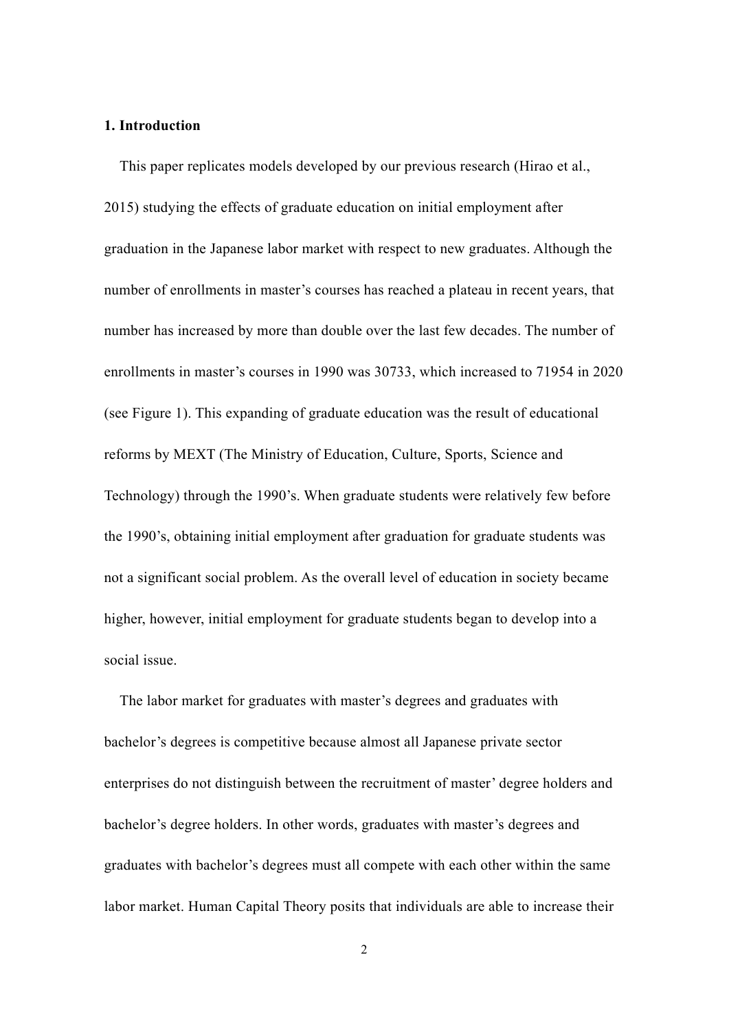## 1. Introduction

This paper replicates models developed by our previous research (Hirao et al., 2015) studying the effects of graduate education on initial employment after graduation in the Japanese labor market with respect to new graduates. Although the number of enrollments in master's courses has reached a plateau in recent years, that number has increased by more than double over the last few decades. The number of enrollments in master's courses in 1990 was 30733, which increased to 71954 in 2020 (see Figure 1). This expanding of graduate education was the result of educational reforms by MEXT (The Ministry of Education, Culture, Sports, Science and Technology) through the 1990's. When graduate students were relatively few before the 1990's, obtaining initial employment after graduation for graduate students was not a significant social problem. As the overall level of education in society became higher, however, initial employment for graduate students began to develop into a social issue.

The labor market for graduates with master's degrees and graduates with bachelor's degrees is competitive because almost all Japanese private sector enterprises do not distinguish between the recruitment of master' degree holders and bachelor's degree holders. In other words, graduates with master's degrees and graduates with bachelor's degrees must all compete with each other within the same labor market. Human Capital Theory posits that individuals are able to increase their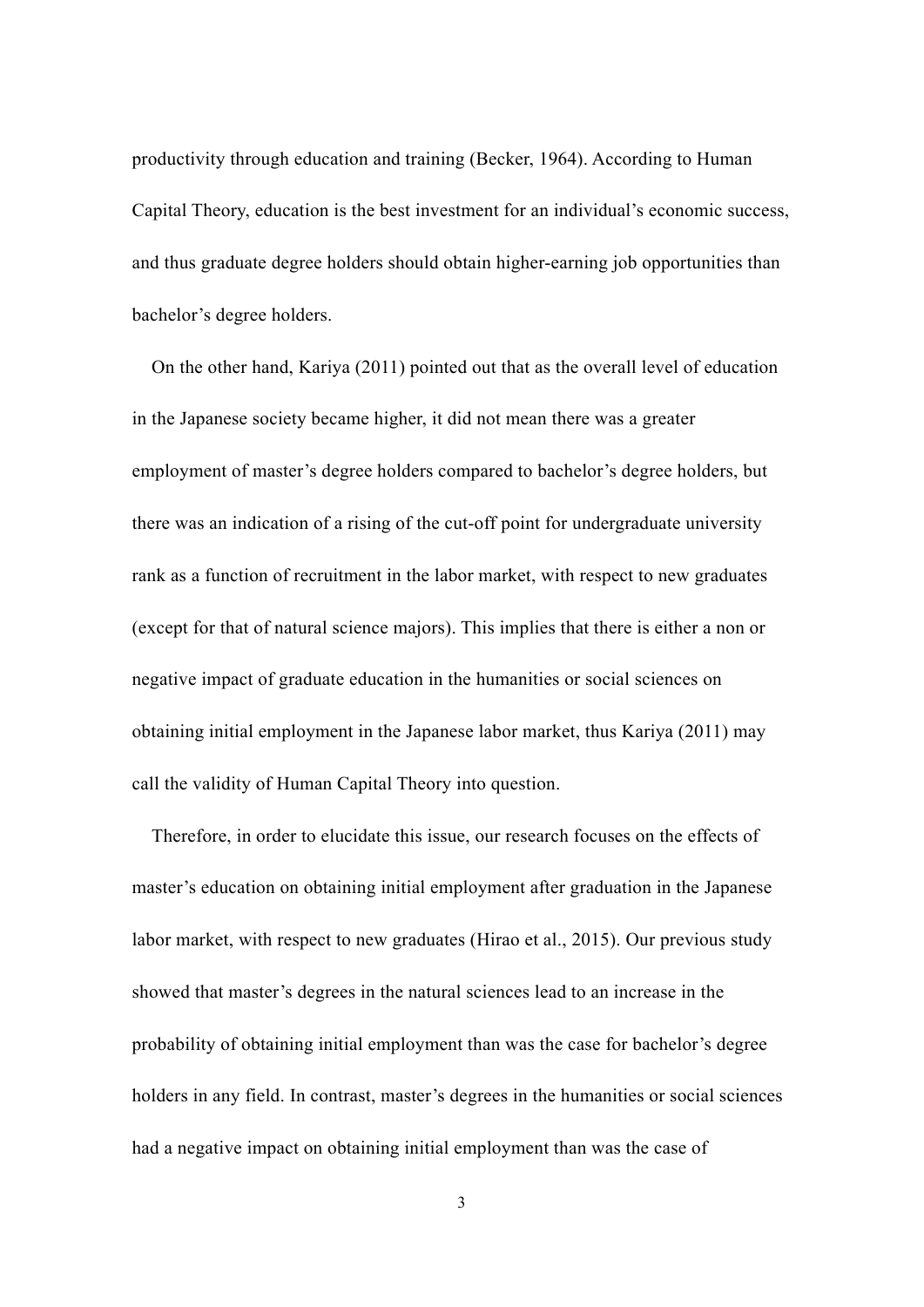productivity through education and training (Becker, 1964). According to Human Capital Theory, education is the best investment for an individual's economic success, and thus graduate degree holders should obtain higher-earning job opportunities than bachelor's degree holders.

On the other hand, Kariya (2011) pointed out that as the overall level of education in the Japanese society became higher, it did not mean there was a greater employment of master's degree holders compared to bachelor's degree holders, but there was an indication of a rising of the cut-off point for undergraduate university rank as a function of recruitment in the labor market, with respect to new graduates (except for that of natural science majors). This implies that there is either a non or negative impact of graduate education in the humanities or social sciences on obtaining initial employment in the Japanese labor market, thus Kariya (2011) may call the validity of Human Capital Theory into question.

Therefore, in order to elucidate this issue, our research focuses on the effects of master's education on obtaining initial employment after graduation in the Japanese labor market, with respect to new graduates (Hirao et al., 2015). Our previous study showed that master's degrees in the natural sciences lead to an increase in the probability of obtaining initial employment than was the case for bachelor's degree holders in any field. In contrast, master's degrees in the humanities or social sciences had a negative impact on obtaining initial employment than was the case of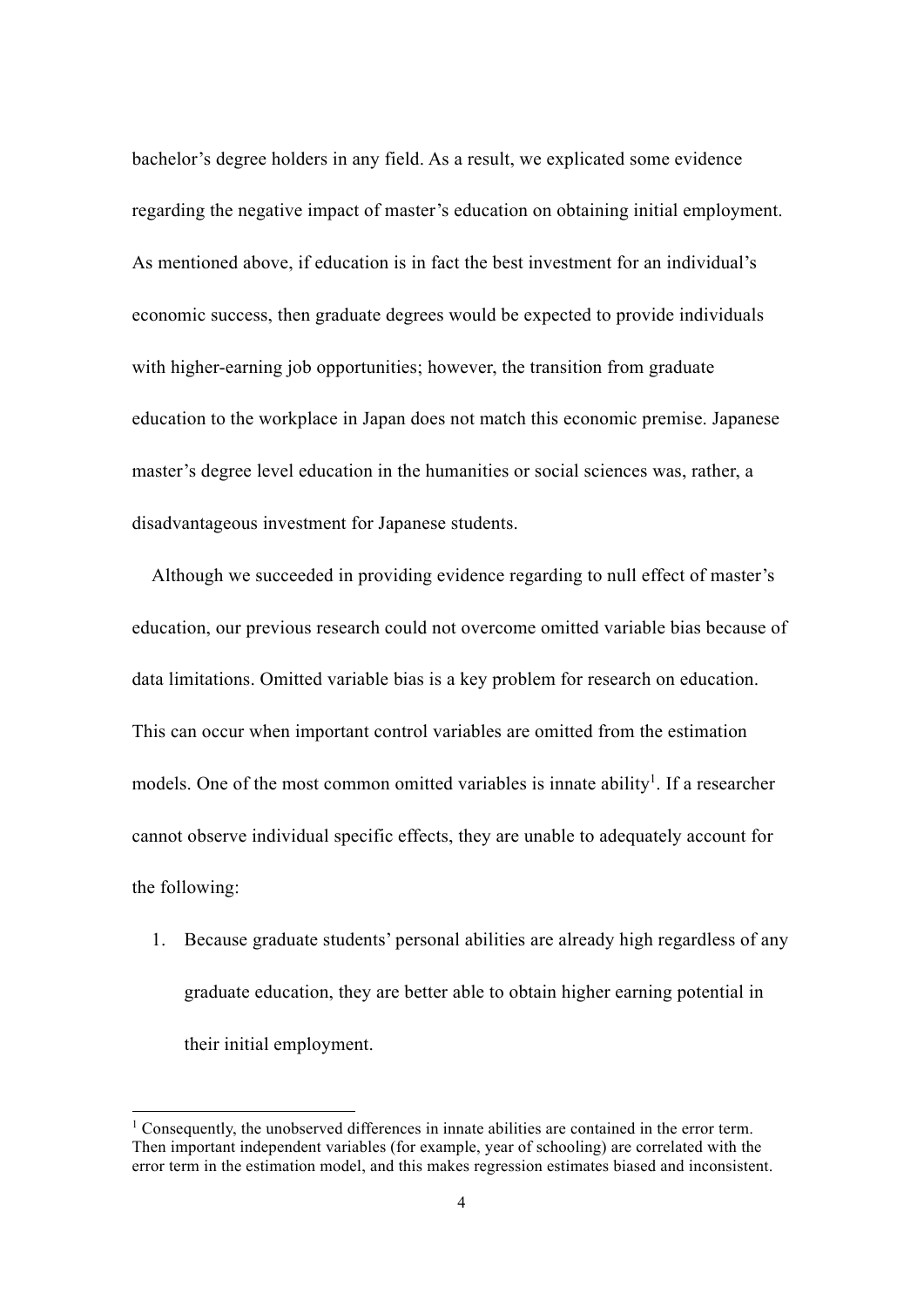bachelor's degree holders in any field. As a result, we explicated some evidence regarding the negative impact of master's education on obtaining initial employment. As mentioned above, if education is in fact the best investment for an individual's economic success, then graduate degrees would be expected to provide individuals with higher-earning job opportunities; however, the transition from graduate education to the workplace in Japan does not match this economic premise. Japanese master's degree level education in the humanities or social sciences was, rather, a disadvantageous investment for Japanese students.

Although we succeeded in providing evidence regarding to null effect of master's education, our previous research could not overcome omitted variable bias because of data limitations. Omitted variable bias is a key problem for research on education. This can occur when important control variables are omitted from the estimation models. One of the most common omitted variables is innate ability[1]. If a researcher cannot observe individual specific effects, they are unable to adequately account for the following:

1. Because graduate students' personal abilities are already high regardless of any graduate education, they are better able to obtain higher earning potential in their initial employment.

[1] Consequently, the unobserved differences in innate abilities are contained in the error term. Then important independent variables (for example, year of schooling) are correlated with the error term in the estimation model, and this makes regression estimates biased and inconsistent.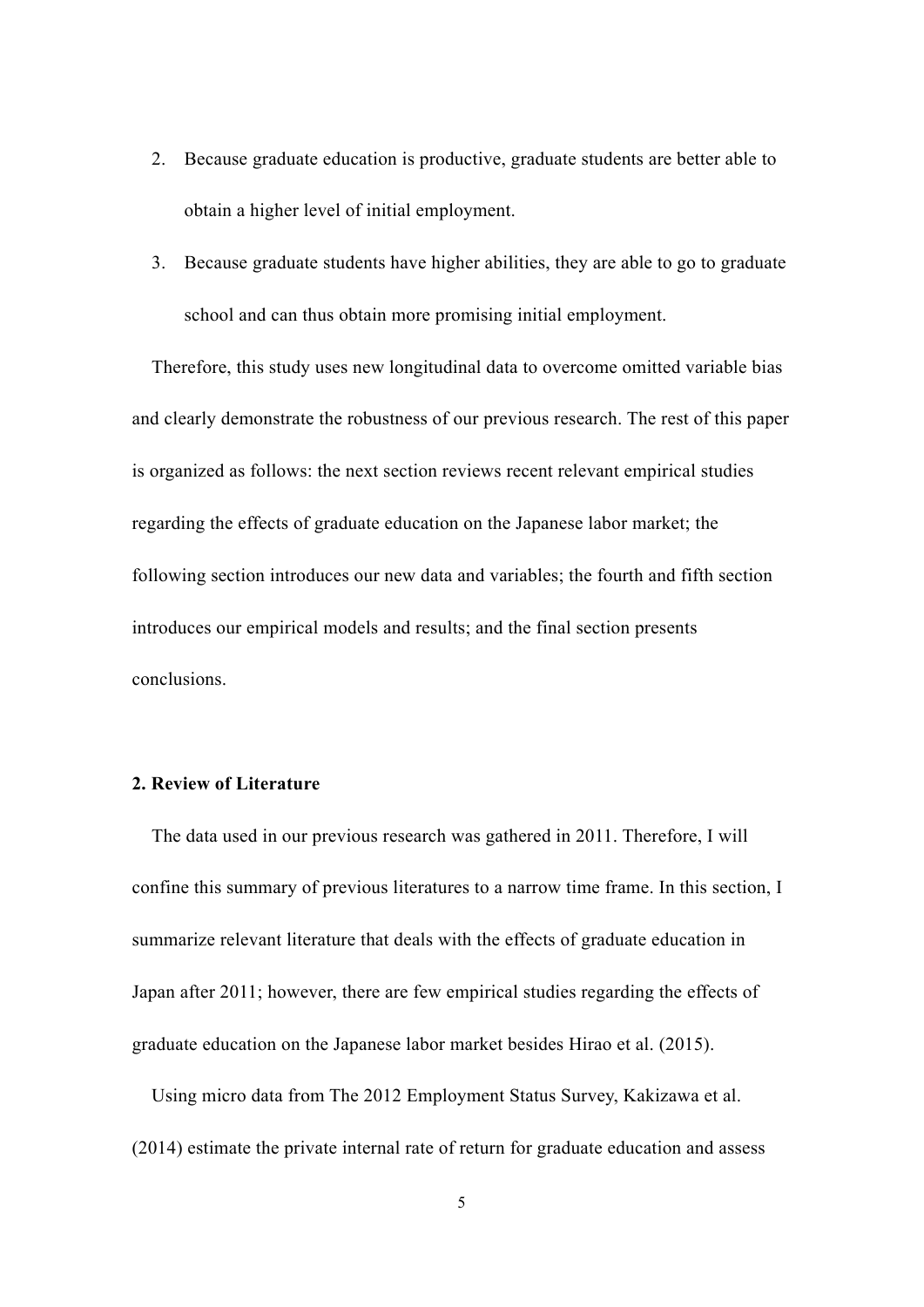2. Because graduate education is productive, graduate students are better able to obtain a higher level of initial employment.
3. Because graduate students have higher abilities, they are able to go to graduate school and can thus obtain more promising initial employment.

Therefore, this study uses new longitudinal data to overcome omitted variable bias and clearly demonstrate the robustness of our previous research. The rest of this paper is organized as follows: the next section reviews recent relevant empirical studies regarding the effects of graduate education on the Japanese labor market; the following section introduces our new data and variables; the fourth and fifth section introduces our empirical models and results; and the final section presents conclusions.

## 2. Review of Literature

The data used in our previous research was gathered in 2011. Therefore, I will confine this summary of previous literatures to a narrow time frame. In this section, I summarize relevant literature that deals with the effects of graduate education in Japan after 2011; however, there are few empirical studies regarding the effects of graduate education on the Japanese labor market besides Hirao et al. (2015).

Using micro data from The 2012 Employment Status Survey, Kakizawa et al. (2014) estimate the private internal rate of return for graduate education and assess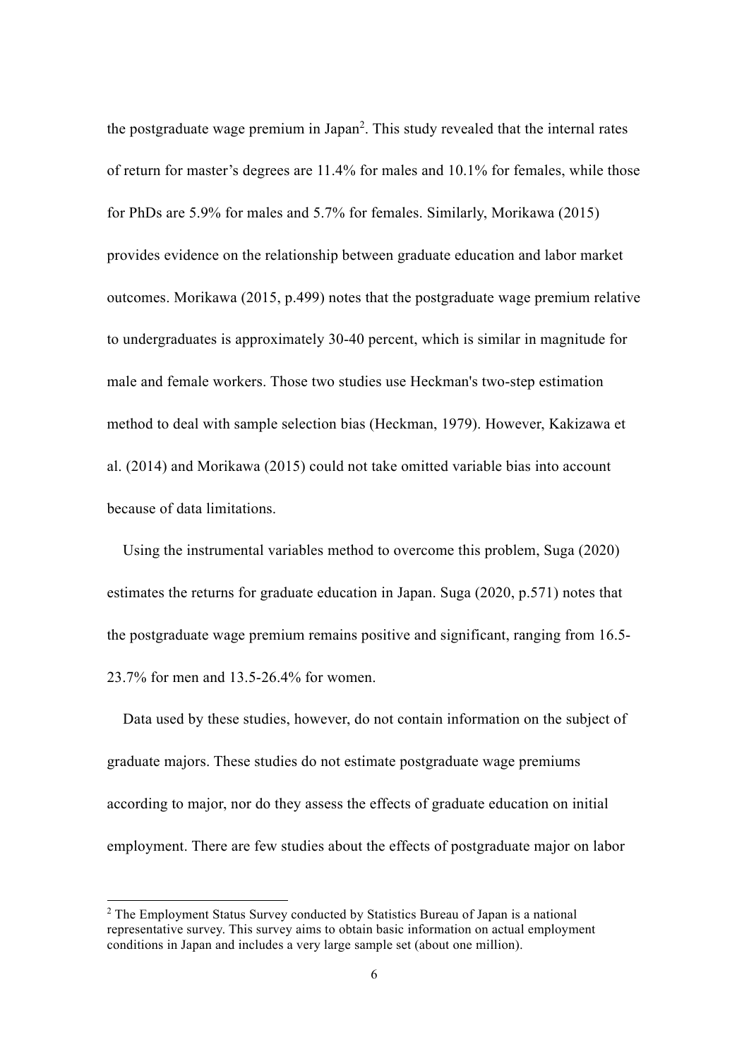the postgraduate wage premium in Japan[2]. This study revealed that the internal rates of return for master's degrees are 11.4% for males and 10.1% for females, while those for PhDs are 5.9% for males and 5.7% for females. Similarly, Morikawa (2015) provides evidence on the relationship between graduate education and labor market outcomes. Morikawa (2015, p.499) notes that the postgraduate wage premium relative to undergraduates is approximately 30-40 percent, which is similar in magnitude for male and female workers. Those two studies use Heckman's two-step estimation method to deal with sample selection bias (Heckman, 1979). However, Kakizawa et al. (2014) and Morikawa (2015) could not take omitted variable bias into account because of data limitations.

Using the instrumental variables method to overcome this problem, Suga (2020) estimates the returns for graduate education in Japan. Suga (2020, p.571) notes that the postgraduate wage premium remains positive and significant, ranging from 16.5-23.7% for men and 13.5-26.4% for women.

Data used by these studies, however, do not contain information on the subject of graduate majors. These studies do not estimate postgraduate wage premiums according to major, nor do they assess the effects of graduate education on initial employment. There are few studies about the effects of postgraduate major on labor

[2] The Employment Status Survey conducted by Statistics Bureau of Japan is a national representative survey. This survey aims to obtain basic information on actual employment conditions in Japan and includes a very large sample set (about one million).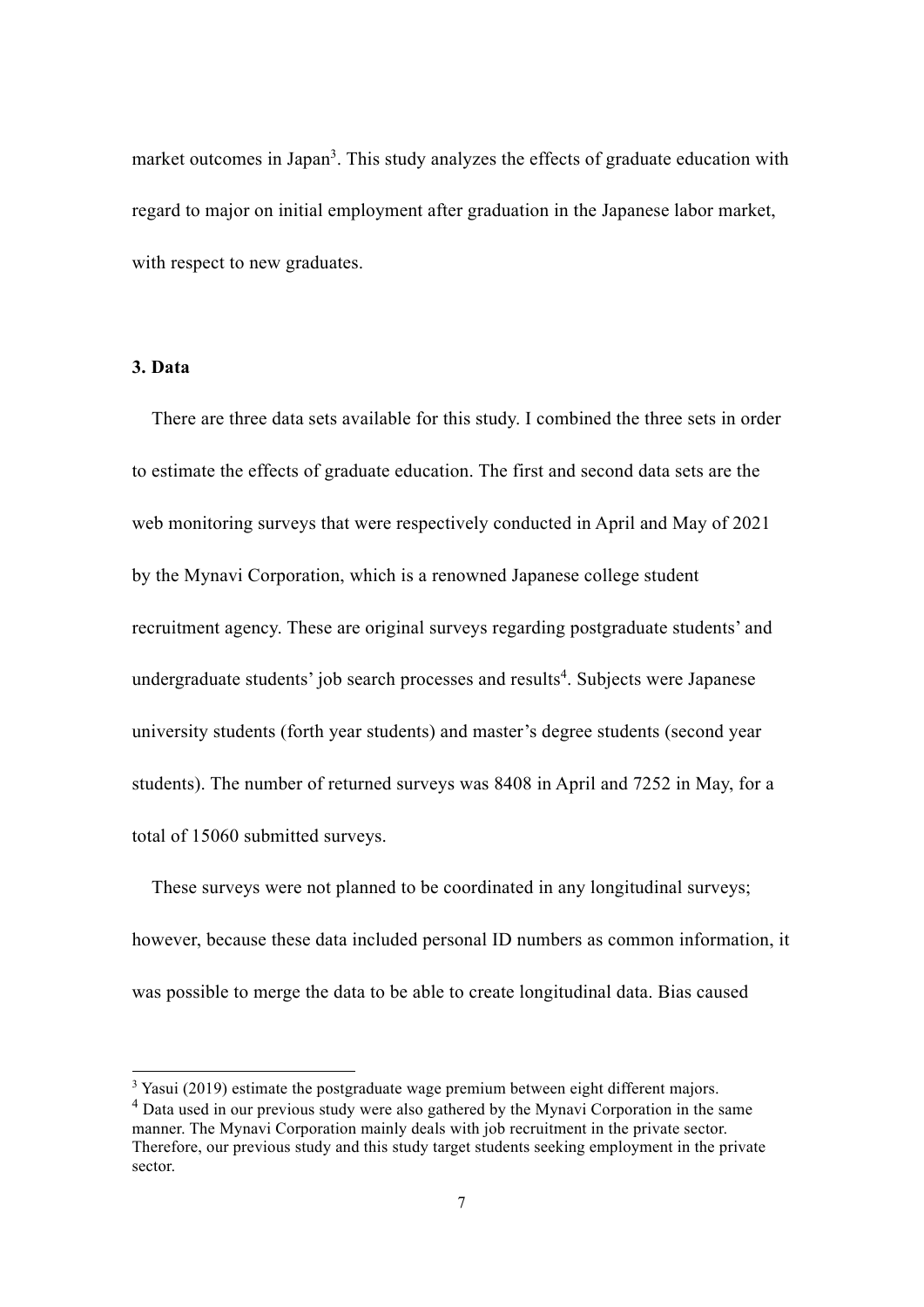market outcomes in Japan[3]. This study analyzes the effects of graduate education with regard to major on initial employment after graduation in the Japanese labor market, with respect to new graduates.

## 3. Data

There are three data sets available for this study. I combined the three sets in order to estimate the effects of graduate education. The first and second data sets are the web monitoring surveys that were respectively conducted in April and May of 2021 by the Mynavi Corporation, which is a renowned Japanese college student recruitment agency. These are original surveys regarding postgraduate students' and undergraduate students' job search processes and results[4]. Subjects were Japanese university students (forth year students) and master's degree students (second year students). The number of returned surveys was 8408 in April and 7252 in May, for a total of 15060 submitted surveys.

These surveys were not planned to be coordinated in any longitudinal surveys; however, because these data included personal ID numbers as common information, it was possible to merge the data to be able to create longitudinal data. Bias caused

---

[3] Yasui (2019) estimate the postgraduate wage premium between eight different majors.

[4] Data used in our previous study were also gathered by the Mynavi Corporation in the same manner. The Mynavi Corporation mainly deals with job recruitment in the private sector. Therefore, our previous study and this study target students seeking employment in the private sector.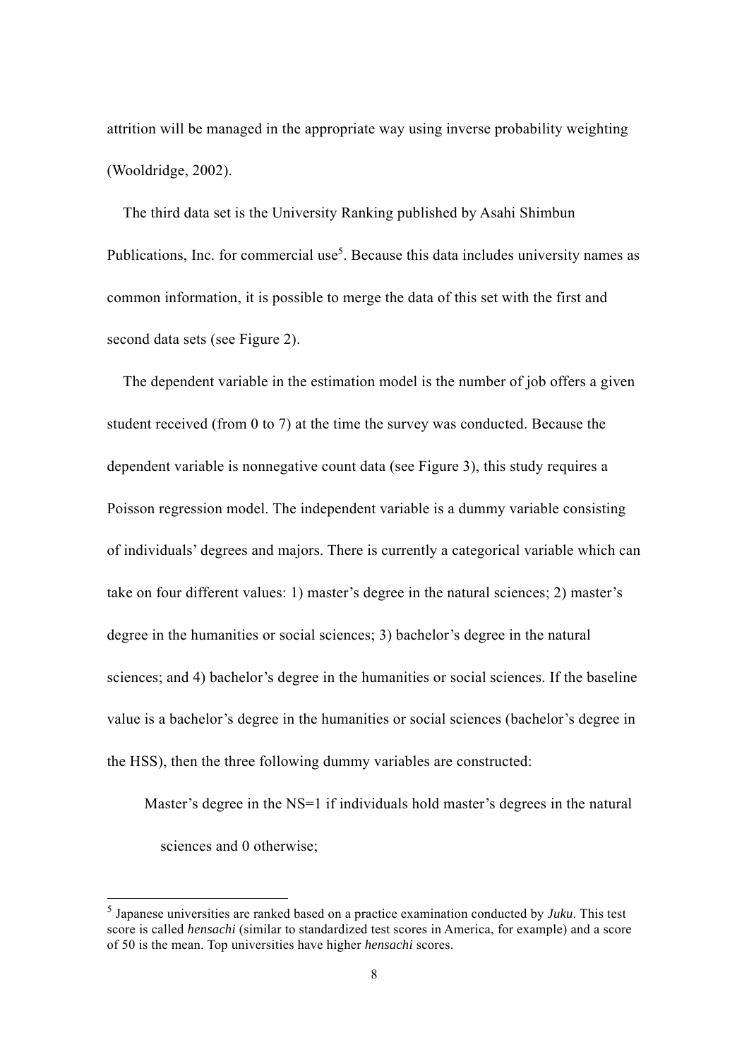attrition will be managed in the appropriate way using inverse probability weighting (Wooldridge, 2002).

The third data set is the University Ranking published by Asahi Shimbun Publications, Inc. for commercial use[5]. Because this data includes university names as common information, it is possible to merge the data of this set with the first and second data sets (see Figure 2).

The dependent variable in the estimation model is the number of job offers a given student received (from 0 to 7) at the time the survey was conducted. Because the dependent variable is nonnegative count data (see Figure 3), this study requires a Poisson regression model. The independent variable is a dummy variable consisting of individuals' degrees and majors. There is currently a categorical variable which can take on four different values: 1) master's degree in the natural sciences; 2) master's degree in the humanities or social sciences; 3) bachelor's degree in the natural sciences; and 4) bachelor's degree in the humanities or social sciences. If the baseline value is a bachelor's degree in the humanities or social sciences (bachelor's degree in the HSS), then the three following dummy variables are constructed:

Master's degree in the NS=1 if individuals hold master's degrees in the natural sciences and 0 otherwise;

---

[5] Japanese universities are ranked based on a practice examination conducted by *Juku*. This test score is called *hensachi* (similar to standardized test scores in America, for example) and a score of 50 is the mean. Top universities have higher *hensachi* scores.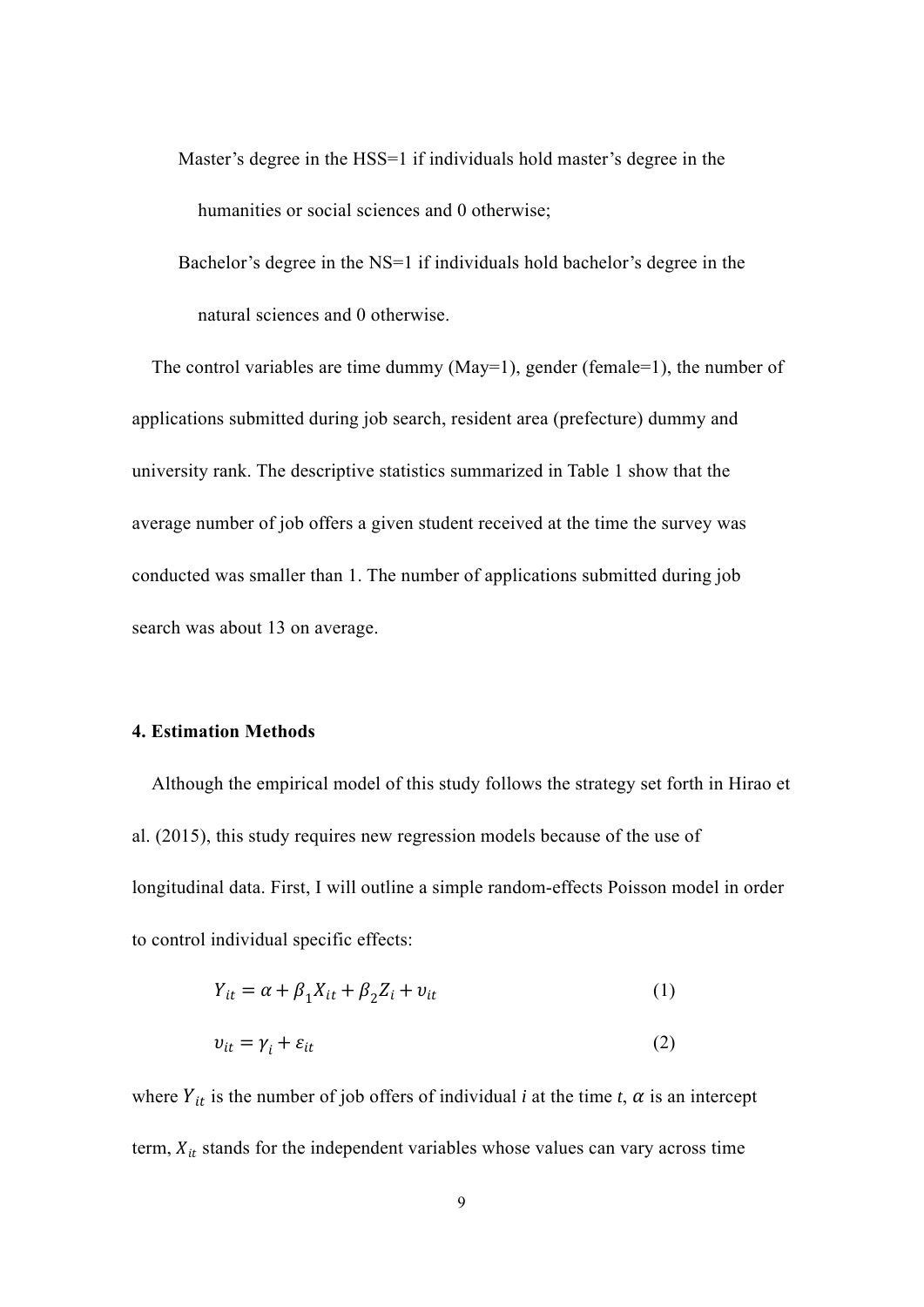Master's degree in the HSS=1 if individuals hold master's degree in the humanities or social sciences and 0 otherwise;

Bachelor's degree in the NS=1 if individuals hold bachelor's degree in the natural sciences and 0 otherwise.

The control variables are time dummy (May=1), gender (female=1), the number of applications submitted during job search, resident area (prefecture) dummy and university rank. The descriptive statistics summarized in Table 1 show that the average number of job offers a given student received at the time the survey was conducted was smaller than 1. The number of applications submitted during job search was about 13 on average.

### 4. Estimation Methods

Although the empirical model of this study follows the strategy set forth in Hirao et al. (2015), this study requires new regression models because of the use of longitudinal data. First, I will outline a simple random-effects Poisson model in order to control individual specific effects:

$$Y_{it} = \alpha + \beta_1 X_{it} + \beta_2 Z_i + \upsilon_{it} \tag{1}$$

$$\upsilon_{it} = \gamma_i + \varepsilon_{it} \tag{2}$$

where $Y_{it}$ is the number of job offers of individual *i* at the time *t*, $\alpha$ is an intercept term, $X_{it}$ stands for the independent variables whose values can vary across time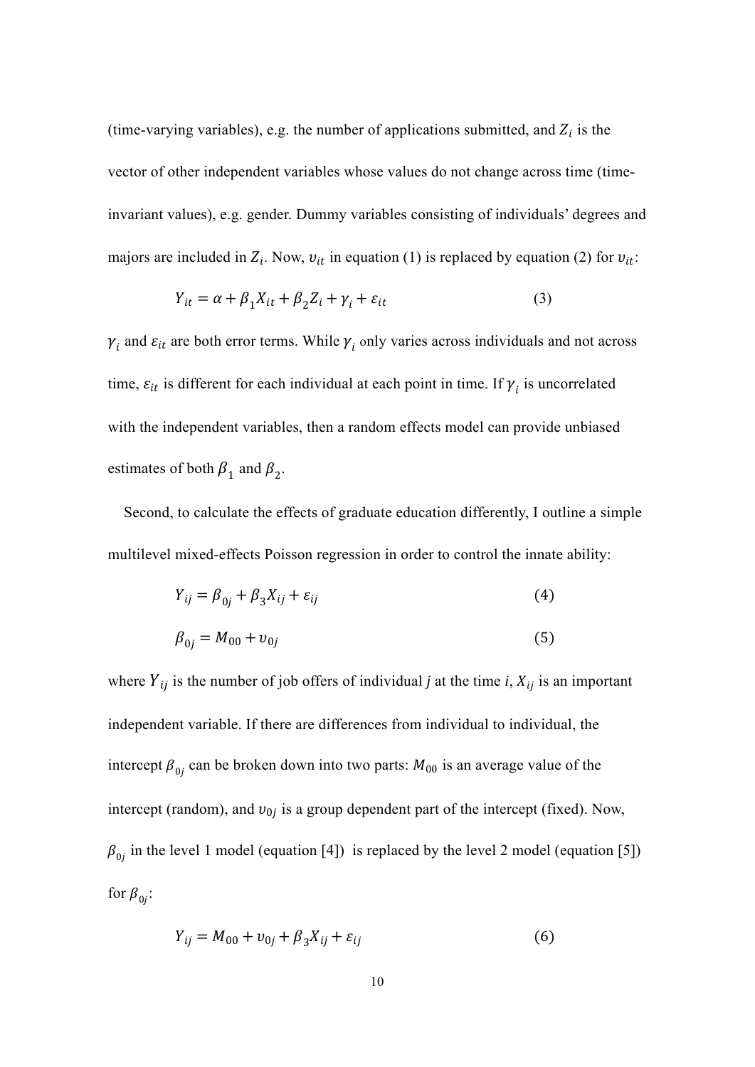(time-varying variables), e.g. the number of applications submitted, and $Z_i$ is the vector of other independent variables whose values do not change across time (time-invariant values), e.g. gender. Dummy variables consisting of individuals' degrees and majors are included in $Z_i$. Now, $\upsilon_{it}$ in equation (1) is replaced by equation (2) for $\upsilon_{it}$:

$$Y_{it} = \alpha + \beta_1 X_{it} + \beta_2 Z_i + \gamma_i + \varepsilon_{it} \tag{3}$$

$\gamma_i$ and $\varepsilon_{it}$ are both error terms. While $\gamma_i$ only varies across individuals and not across time, $\varepsilon_{it}$ is different for each individual at each point in time. If $\gamma_i$ is uncorrelated with the independent variables, then a random effects model can provide unbiased estimates of both $\beta_1$ and $\beta_2$.

Second, to calculate the effects of graduate education differently, I outline a simple multilevel mixed-effects Poisson regression in order to control the innate ability:

$$Y_{ij} = \beta_{0j} + \beta_3 X_{ij} + \varepsilon_{ij} \tag{4}$$

$$\beta_{0j} = M_{00} + \upsilon_{0j} \tag{5}$$

where $Y_{ij}$ is the number of job offers of individual *j* at the time *i*, $X_{ij}$ is an important independent variable. If there are differences from individual to individual, the intercept $\beta_{0j}$ can be broken down into two parts: $M_{00}$ is an average value of the intercept (random), and $\upsilon_{0j}$ is a group dependent part of the intercept (fixed). Now, $\beta_{0j}$ in the level 1 model (equation [4]) is replaced by the level 2 model (equation [5]) for $\beta_{0j}$:

$$Y_{ij} = M_{00} + \upsilon_{0j} + \beta_3 X_{ij} + \varepsilon_{ij} \tag{6}$$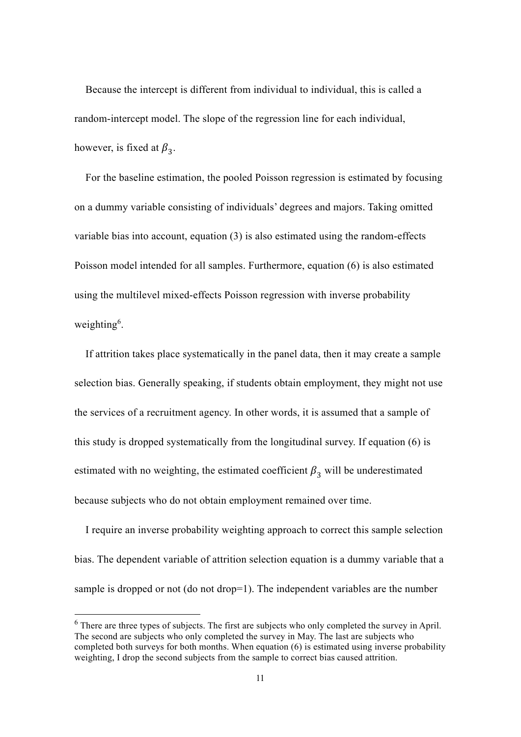Because the intercept is different from individual to individual, this is called a random-intercept model. The slope of the regression line for each individual, however, is fixed at $\beta_3$.

For the baseline estimation, the pooled Poisson regression is estimated by focusing on a dummy variable consisting of individuals' degrees and majors. Taking omitted variable bias into account, equation (3) is also estimated using the random-effects Poisson model intended for all samples. Furthermore, equation (6) is also estimated using the multilevel mixed-effects Poisson regression with inverse probability weighting[6].

If attrition takes place systematically in the panel data, then it may create a sample selection bias. Generally speaking, if students obtain employment, they might not use the services of a recruitment agency. In other words, it is assumed that a sample of this study is dropped systematically from the longitudinal survey. If equation (6) is estimated with no weighting, the estimated coefficient $\beta_3$ will be underestimated because subjects who do not obtain employment remained over time.

I require an inverse probability weighting approach to correct this sample selection bias. The dependent variable of attrition selection equation is a dummy variable that a sample is dropped or not (do not drop=1). The independent variables are the number

[6] There are three types of subjects. The first are subjects who only completed the survey in April. The second are subjects who only completed the survey in May. The last are subjects who completed both surveys for both months. When equation (6) is estimated using inverse probability weighting, I drop the second subjects from the sample to correct bias caused attrition.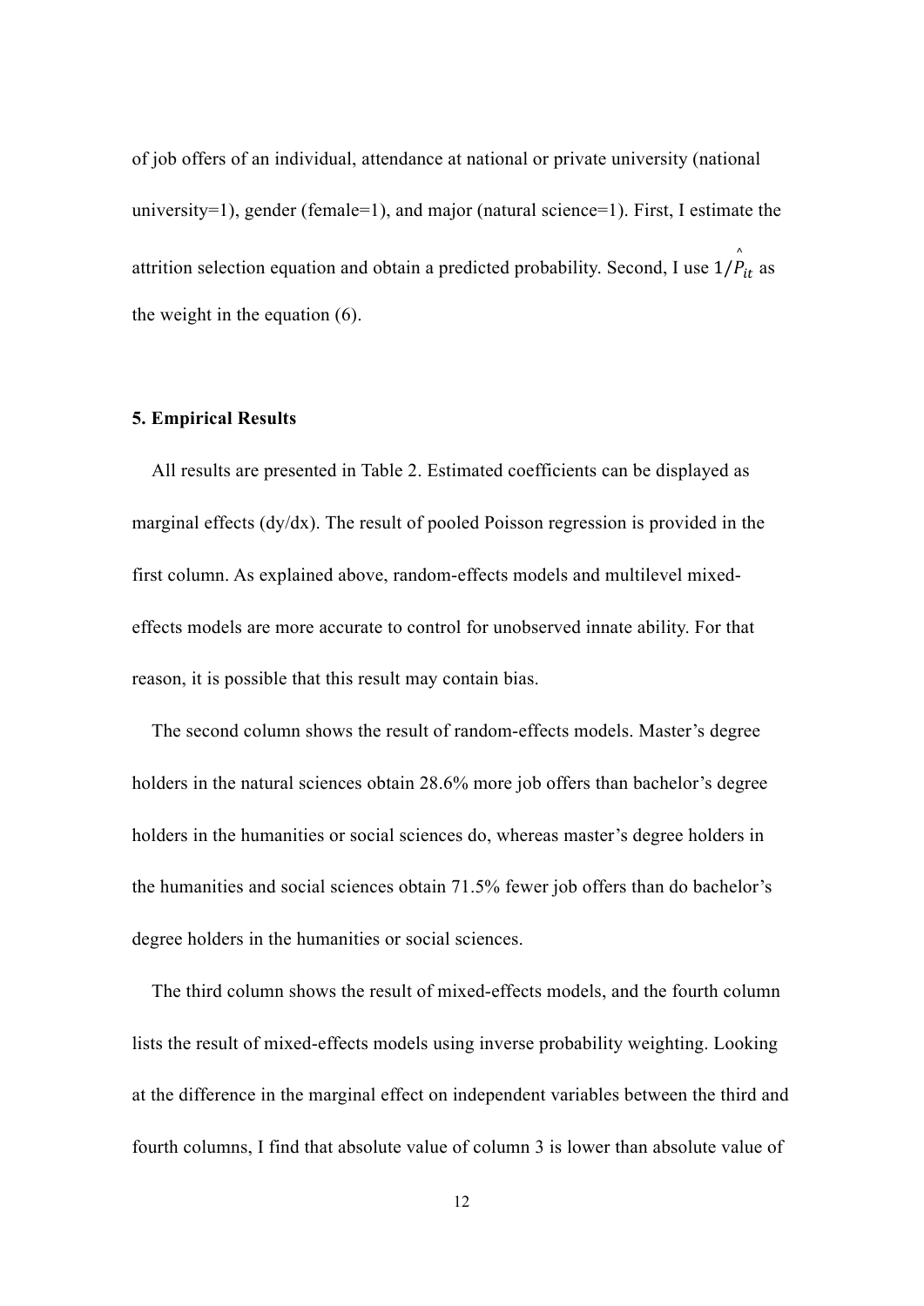of job offers of an individual, attendance at national or private university (national university=1), gender (female=1), and major (natural science=1). First, I estimate the attrition selection equation and obtain a predicted probability. Second, I use $1/\hat{P}_{it}$ as the weight in the equation (6).

## 5. Empirical Results

All results are presented in Table 2. Estimated coefficients can be displayed as marginal effects (dy/dx). The result of pooled Poisson regression is provided in the first column. As explained above, random-effects models and multilevel mixed-effects models are more accurate to control for unobserved innate ability. For that reason, it is possible that this result may contain bias.

The second column shows the result of random-effects models. Master's degree holders in the natural sciences obtain 28.6% more job offers than bachelor's degree holders in the humanities or social sciences do, whereas master's degree holders in the humanities and social sciences obtain 71.5% fewer job offers than do bachelor's degree holders in the humanities or social sciences.

The third column shows the result of mixed-effects models, and the fourth column lists the result of mixed-effects models using inverse probability weighting. Looking at the difference in the marginal effect on independent variables between the third and fourth columns, I find that absolute value of column 3 is lower than absolute value of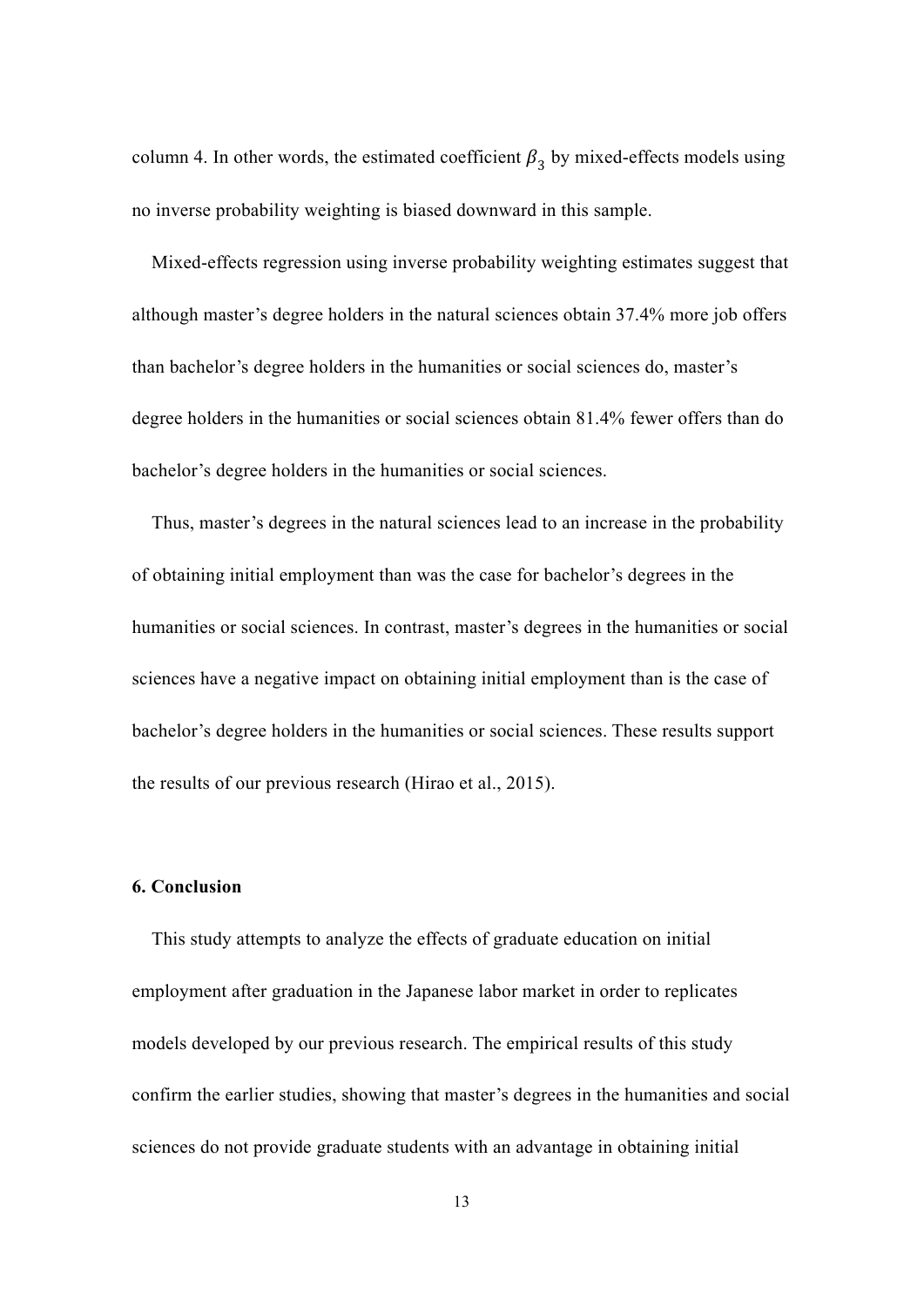column 4. In other words, the estimated coefficient $\beta_3$ by mixed-effects models using no inverse probability weighting is biased downward in this sample.

Mixed-effects regression using inverse probability weighting estimates suggest that although master's degree holders in the natural sciences obtain 37.4% more job offers than bachelor's degree holders in the humanities or social sciences do, master's degree holders in the humanities or social sciences obtain 81.4% fewer offers than do bachelor's degree holders in the humanities or social sciences.

Thus, master's degrees in the natural sciences lead to an increase in the probability of obtaining initial employment than was the case for bachelor's degrees in the humanities or social sciences. In contrast, master's degrees in the humanities or social sciences have a negative impact on obtaining initial employment than is the case of bachelor's degree holders in the humanities or social sciences. These results support the results of our previous research (Hirao et al., 2015).

## 6. Conclusion

This study attempts to analyze the effects of graduate education on initial employment after graduation in the Japanese labor market in order to replicates models developed by our previous research. The empirical results of this study confirm the earlier studies, showing that master's degrees in the humanities and social sciences do not provide graduate students with an advantage in obtaining initial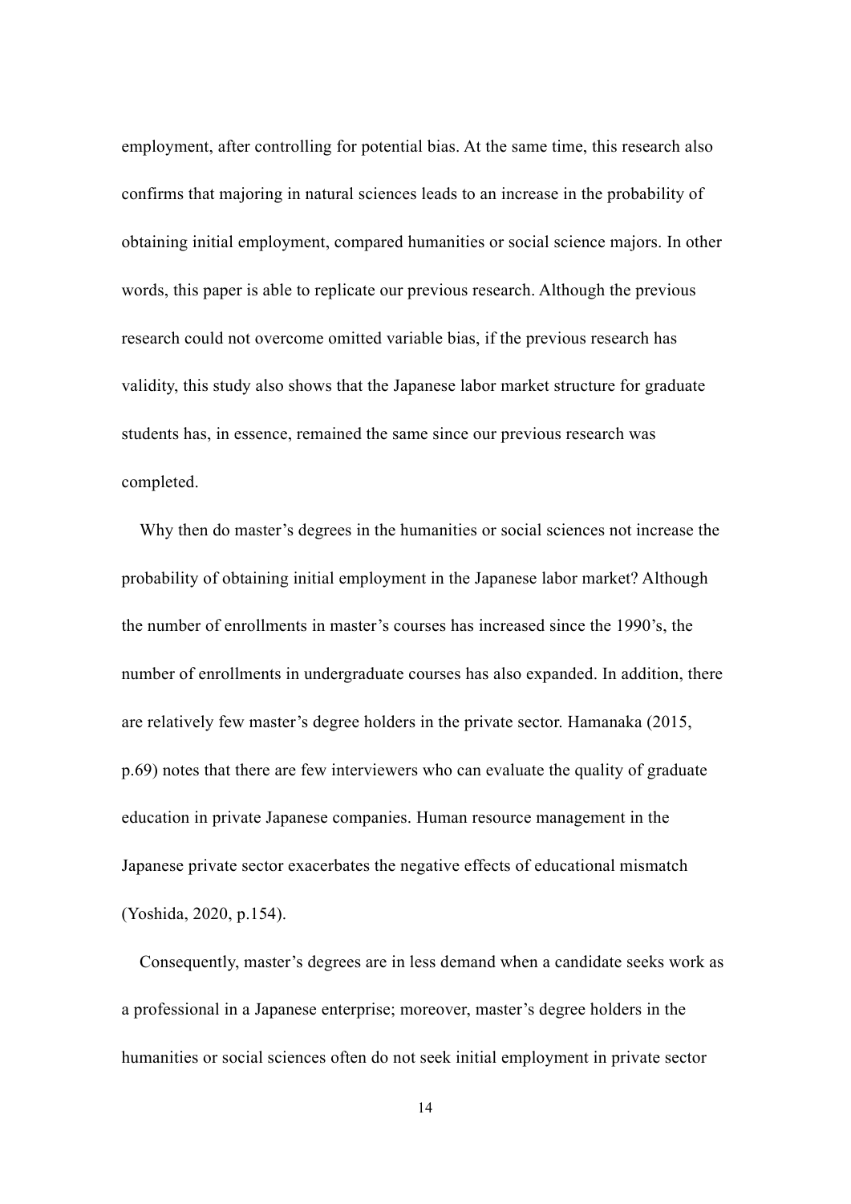employment, after controlling for potential bias. At the same time, this research also confirms that majoring in natural sciences leads to an increase in the probability of obtaining initial employment, compared humanities or social science majors. In other words, this paper is able to replicate our previous research. Although the previous research could not overcome omitted variable bias, if the previous research has validity, this study also shows that the Japanese labor market structure for graduate students has, in essence, remained the same since our previous research was completed.

Why then do master's degrees in the humanities or social sciences not increase the probability of obtaining initial employment in the Japanese labor market? Although the number of enrollments in master's courses has increased since the 1990's, the number of enrollments in undergraduate courses has also expanded. In addition, there are relatively few master's degree holders in the private sector. Hamanaka (2015, p.69) notes that there are few interviewers who can evaluate the quality of graduate education in private Japanese companies. Human resource management in the Japanese private sector exacerbates the negative effects of educational mismatch (Yoshida, 2020, p.154).

Consequently, master's degrees are in less demand when a candidate seeks work as a professional in a Japanese enterprise; moreover, master's degree holders in the humanities or social sciences often do not seek initial employment in private sector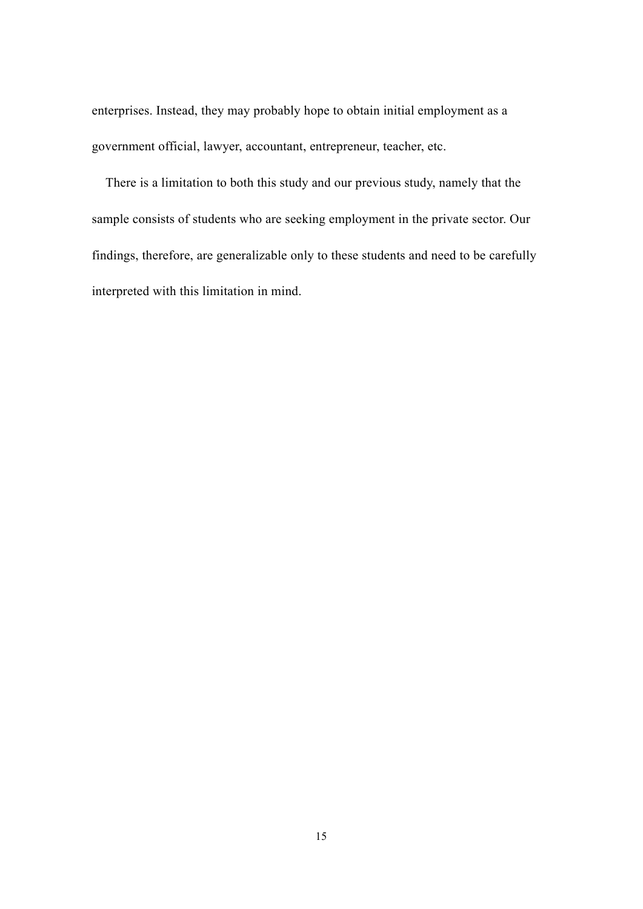enterprises. Instead, they may probably hope to obtain initial employment as a government official, lawyer, accountant, entrepreneur, teacher, etc.

There is a limitation to both this study and our previous study, namely that the sample consists of students who are seeking employment in the private sector. Our findings, therefore, are generalizable only to these students and need to be carefully interpreted with this limitation in mind.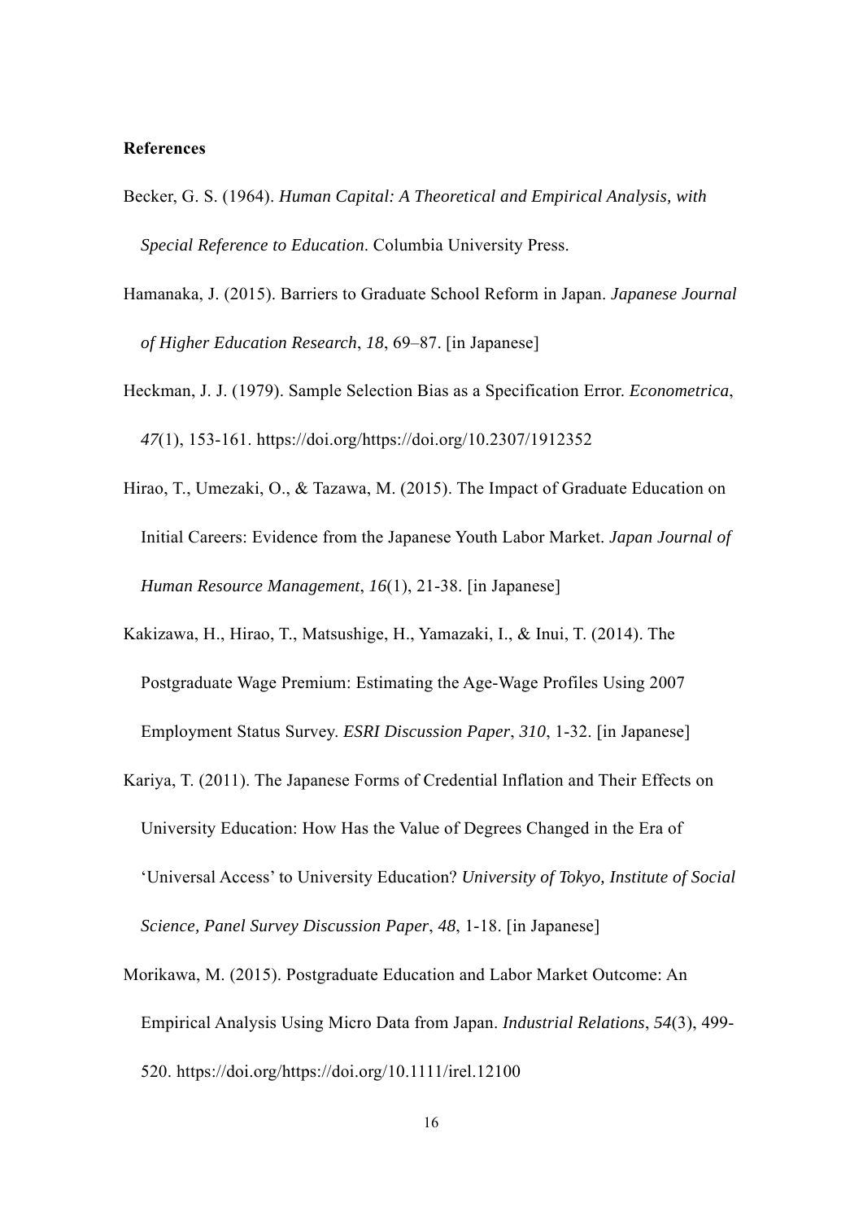**References**

Becker, G. S. (1964). *Human Capital: A Theoretical and Empirical Analysis, with Special Reference to Education*. Columbia University Press.

Hamanaka, J. (2015). Barriers to Graduate School Reform in Japan. *Japanese Journal of Higher Education Research*, *18*, 69–87. [in Japanese]

Heckman, J. J. (1979). Sample Selection Bias as a Specification Error. *Econometrica*, *47*(1), 153-161. https://doi.org/https://doi.org/10.2307/1912352

Hirao, T., Umezaki, O., & Tazawa, M. (2015). The Impact of Graduate Education on Initial Careers: Evidence from the Japanese Youth Labor Market. *Japan Journal of Human Resource Management*, *16*(1), 21-38. [in Japanese]

Kakizawa, H., Hirao, T., Matsushige, H., Yamazaki, I., & Inui, T. (2014). The Postgraduate Wage Premium: Estimating the Age-Wage Profiles Using 2007 Employment Status Survey. *ESRI Discussion Paper*, *310*, 1-32. [in Japanese]

Kariya, T. (2011). The Japanese Forms of Credential Inflation and Their Effects on University Education: How Has the Value of Degrees Changed in the Era of 'Universal Access' to University Education? *University of Tokyo, Institute of Social Science, Panel Survey Discussion Paper*, *48*, 1-18. [in Japanese]

Morikawa, M. (2015). Postgraduate Education and Labor Market Outcome: An Empirical Analysis Using Micro Data from Japan. *Industrial Relations*, *54*(3), 499-520. https://doi.org/https://doi.org/10.1111/irel.12100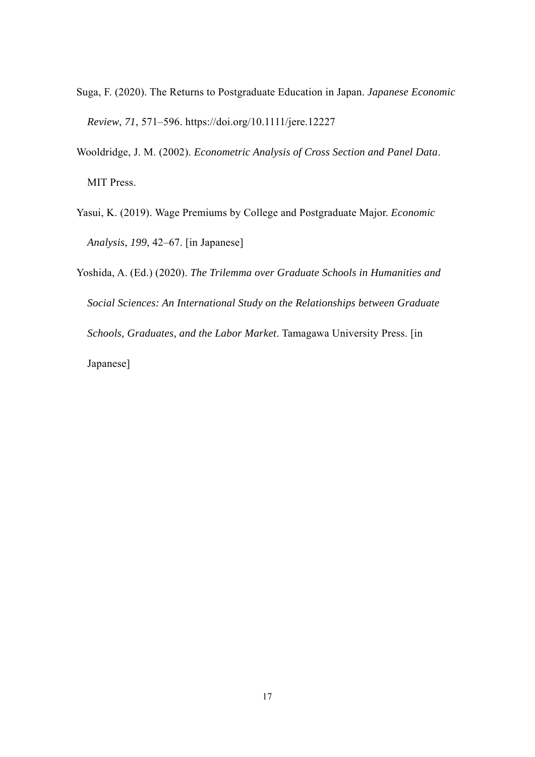Suga, F. (2020). The Returns to Postgraduate Education in Japan. *Japanese Economic Review*, *71*, 571–596. https://doi.org/10.1111/jere.12227

Wooldridge, J. M. (2002). *Econometric Analysis of Cross Section and Panel Data*. MIT Press.

Yasui, K. (2019). Wage Premiums by College and Postgraduate Major. *Economic Analysis*, *199*, 42–67. [in Japanese]

Yoshida, A. (Ed.) (2020). *The Trilemma over Graduate Schools in Humanities and Social Sciences: An International Study on the Relationships between Graduate Schools, Graduates, and the Labor Market*. Tamagawa University Press. [in Japanese]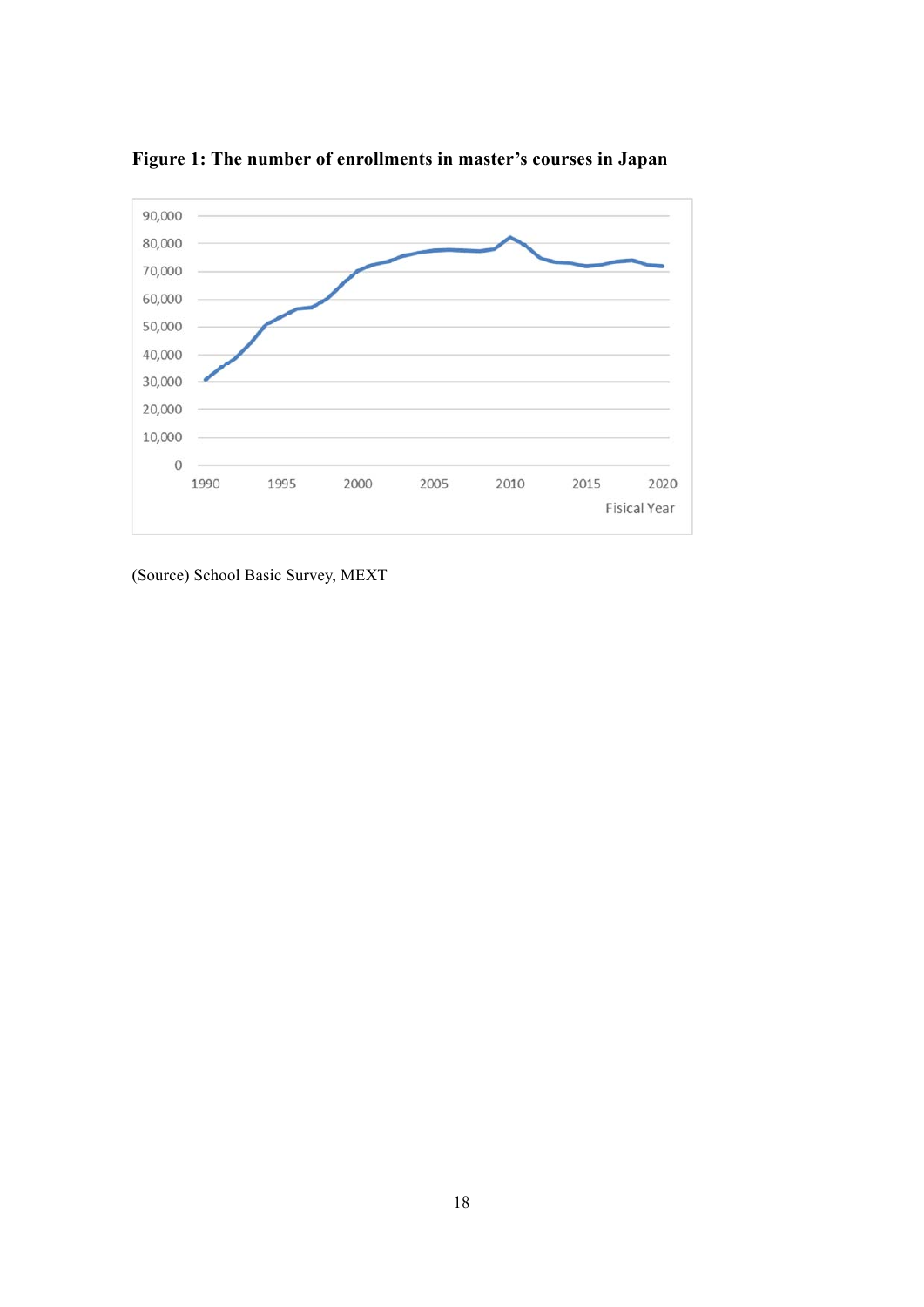**Figure 1: The number of enrollments in master's courses in Japan**

(Source) School Basic Survey, MEXT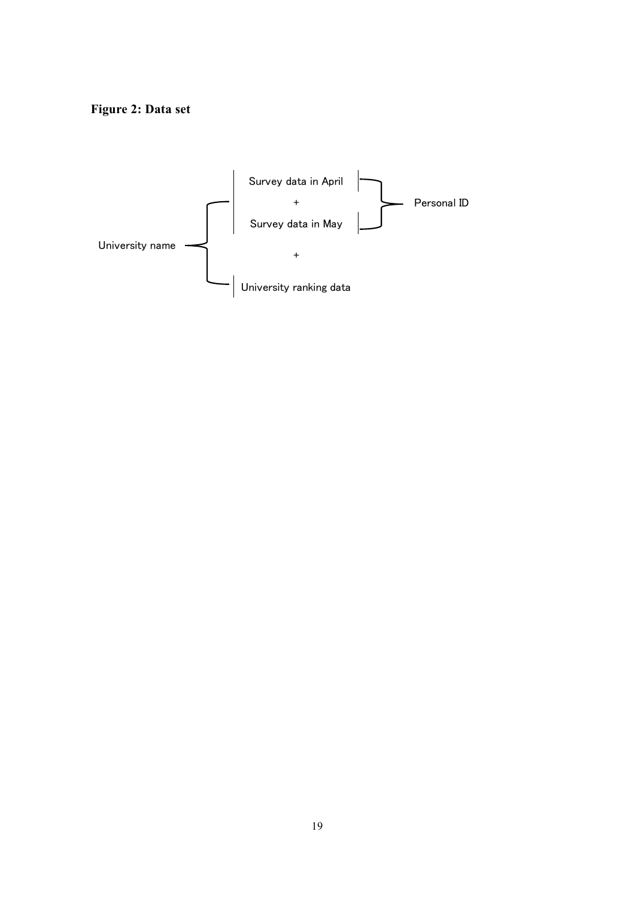**Figure 2: Data set**

University name

Survey data in April

+

Survey data in May

Personal ID

+

University ranking data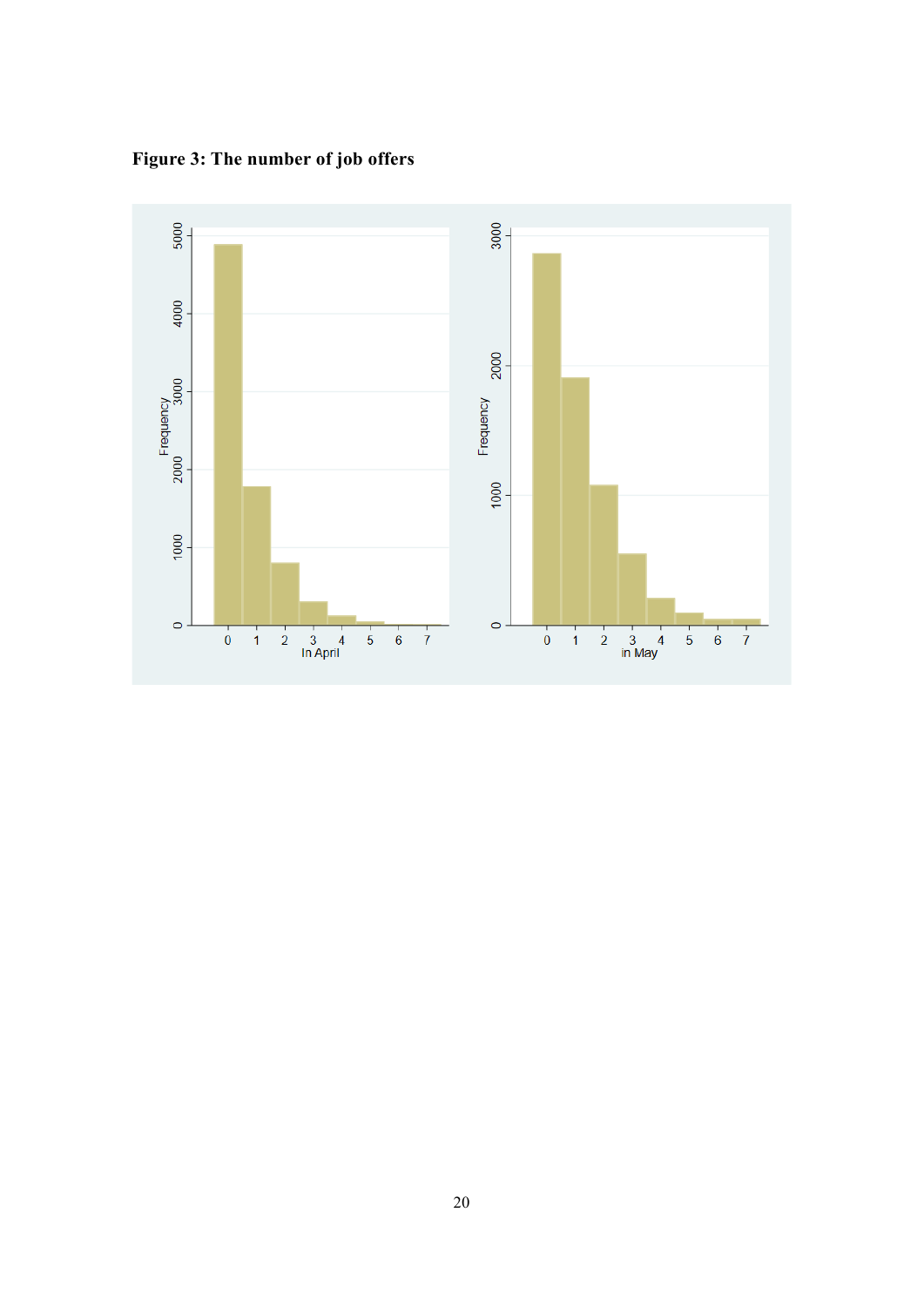**Figure 3: The number of job offers**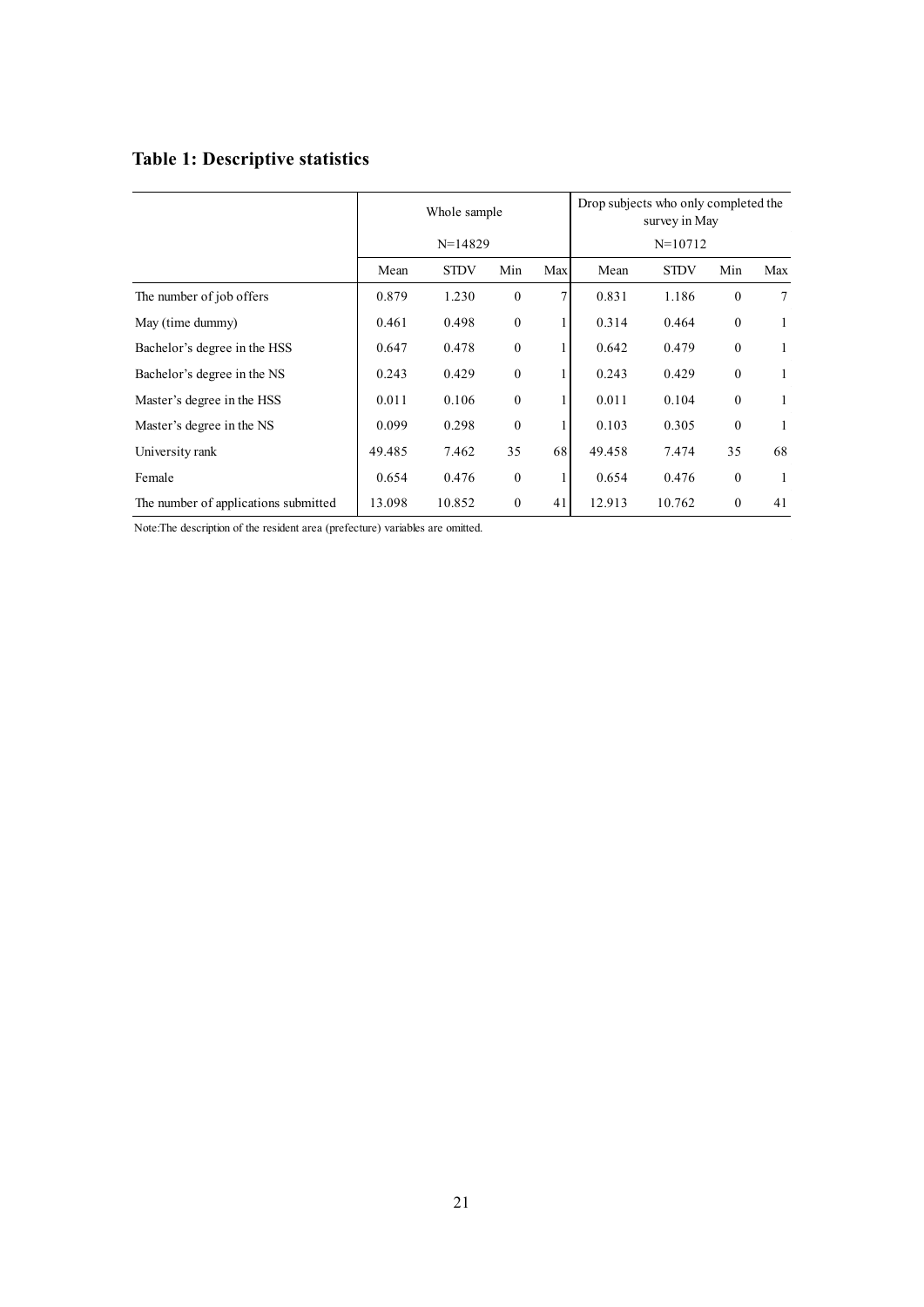## Table 1: Descriptive statistics

| | Whole sample N=14829 | | | | Drop subjects who only completed the survey in May N=10712 | | | |
|---|---|---|---|---|---|---|---|---|
| | Mean | STDV | Min | Max | Mean | STDV | Min | Max |
| The number of job offers | 0.879 | 1.230 | 0 | 7 | 0.831 | 1.186 | 0 | 7 |
| May (time dummy) | 0.461 | 0.498 | 0 | 1 | 0.314 | 0.464 | 0 | 1 |
| Bachelor's degree in the HSS | 0.647 | 0.478 | 0 | 1 | 0.642 | 0.479 | 0 | 1 |
| Bachelor's degree in the NS | 0.243 | 0.429 | 0 | 1 | 0.243 | 0.429 | 0 | 1 |
| Master's degree in the HSS | 0.011 | 0.106 | 0 | 1 | 0.011 | 0.104 | 0 | 1 |
| Master's degree in the NS | 0.099 | 0.298 | 0 | 1 | 0.103 | 0.305 | 0 | 1 |
| University rank | 49.485 | 7.462 | 35 | 68 | 49.458 | 7.474 | 35 | 68 |
| Female | 0.654 | 0.476 | 0 | 1 | 0.654 | 0.476 | 0 | 1 |
| The number of applications submitted | 13.098 | 10.852 | 0 | 41 | 12.913 | 10.762 | 0 | 41 |

Note:The description of the resident area (prefecture) variables are omitted.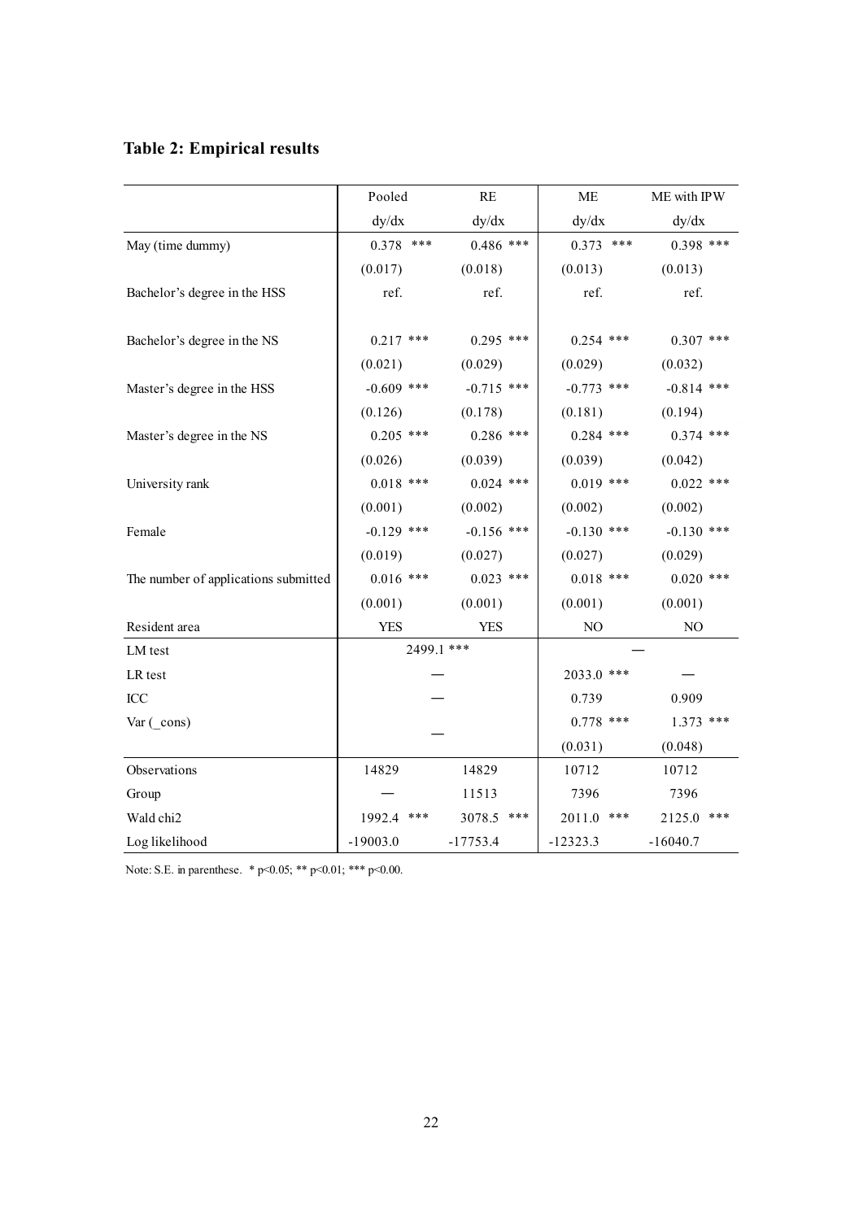**Table 2: Empirical results**

| | Pooled | RE | ME | ME with IPW |
|---|---|---|---|---|
| | dy/dx | dy/dx | dy/dx | dy/dx |
| May (time dummy) | 0.378 *** | 0.486 *** | 0.373 *** | 0.398 *** |
| | (0.017) | (0.018) | (0.013) | (0.013) |
| Bachelor's degree in the HSS | ref. | ref. | ref. | ref. |
| Bachelor's degree in the NS | 0.217 *** | 0.295 *** | 0.254 *** | 0.307 *** |
| | (0.021) | (0.029) | (0.029) | (0.032) |
| Master's degree in the HSS | -0.609 *** | -0.715 *** | -0.773 *** | -0.814 *** |
| | (0.126) | (0.178) | (0.181) | (0.194) |
| Master's degree in the NS | 0.205 *** | 0.286 *** | 0.284 *** | 0.374 *** |
| | (0.026) | (0.039) | (0.039) | (0.042) |
| University rank | 0.018 *** | 0.024 *** | 0.019 *** | 0.022 *** |
| | (0.001) | (0.002) | (0.002) | (0.002) |
| Female | -0.129 *** | -0.156 *** | -0.130 *** | -0.130 *** |
| | (0.019) | (0.027) | (0.027) | (0.029) |
| The number of applications submitted | 0.016 *** | 0.023 *** | 0.018 *** | 0.020 *** |
| | (0.001) | (0.001) | (0.001) | (0.001) |
| Resident area | YES | YES | NO | NO |
| LM test | 2499.1 *** | | — | |
| LR test | | — | 2033.0 *** | — |
| ICC | | — | 0.739 | 0.909 |
| Var (_cons) | | — | 0.778 *** | 1.373 *** |
| | | | (0.031) | (0.048) |
| Observations | 14829 | 14829 | 10712 | 10712 |
| Group | — | 11513 | 7396 | 7396 |
| Wald chi2 | 1992.4 *** | 3078.5 *** | 2011.0 *** | 2125.0 *** |
| Log likelihood | -19003.0 | -17753.4 | -12323.3 | -16040.7 |

Note: S.E. in parenthese. * p<0.05; ** p<0.01; *** p<0.00.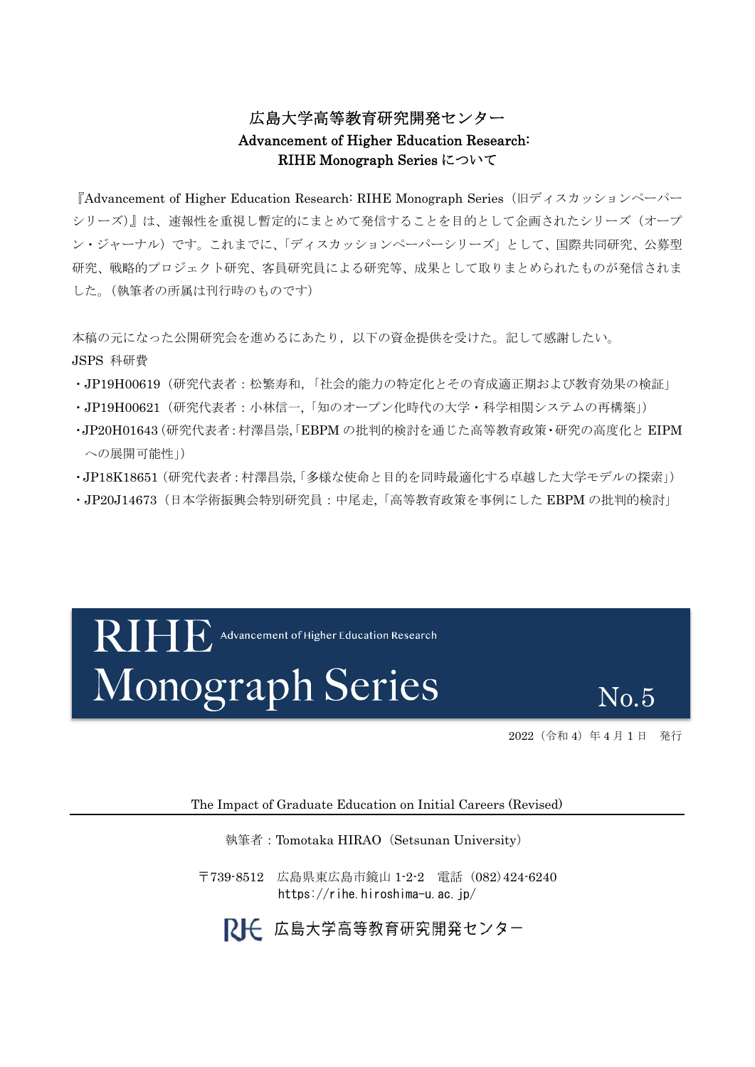## 広島大学高等教育研究開発センター
## Advancement of Higher Education Research: RIHE Monograph Series について

『Advancement of Higher Education Research: RIHE Monograph Series（旧ディスカッションペーパーシリーズ）』は、速報性を重視し暫定的にまとめて発信することを目的として企画されたシリーズ（オープン・ジャーナル）です。これまでに、「ディスカッションペーパーシリーズ」として、国際共同研究、公募型研究、戦略的プロジェクト研究、客員研究員による研究等、成果として取りまとめられたものが発信されました。（執筆者の所属は刊行時のものです）

本稿の元になった公開研究会を進めるにあたり，以下の資金提供を受けた。記して感謝したい。

JSPS 科研費

- JP19H00619（研究代表者：松繁寿和,「社会的能力の特定化とその育成適正期および教育効果の検証」
- JP19H00621（研究代表者：小林信一,「知のオープン化時代の大学・科学相関システムの再構築」）
- JP20H01643（研究代表者：村澤昌崇,「EBPM の批判的検討を通じた高等教育政策・研究の高度化と EIPM への展開可能性」）
- JP18K18651（研究代表者：村澤昌崇,「多様な使命と目的を同時最適化する卓越した大学モデルの探索」）
- JP20J14673（日本学術振興会特別研究員：中尾走,「高等教育政策を事例にした EBPM の批判的検討」

# RIHE Monograph Series No.5

Advancement of Higher Education Research

2022（令和 4）年 4 月 1 日　発行

The Impact of Graduate Education on Initial Careers (Revised)

執筆者：Tomotaka HIRAO（Setsunan University）

〒739-8512　広島県東広島市鏡山 1-2-2　電話（082)424-6240
https://rihe.hiroshima-u.ac.jp/

広島大学高等教育研究開発センター